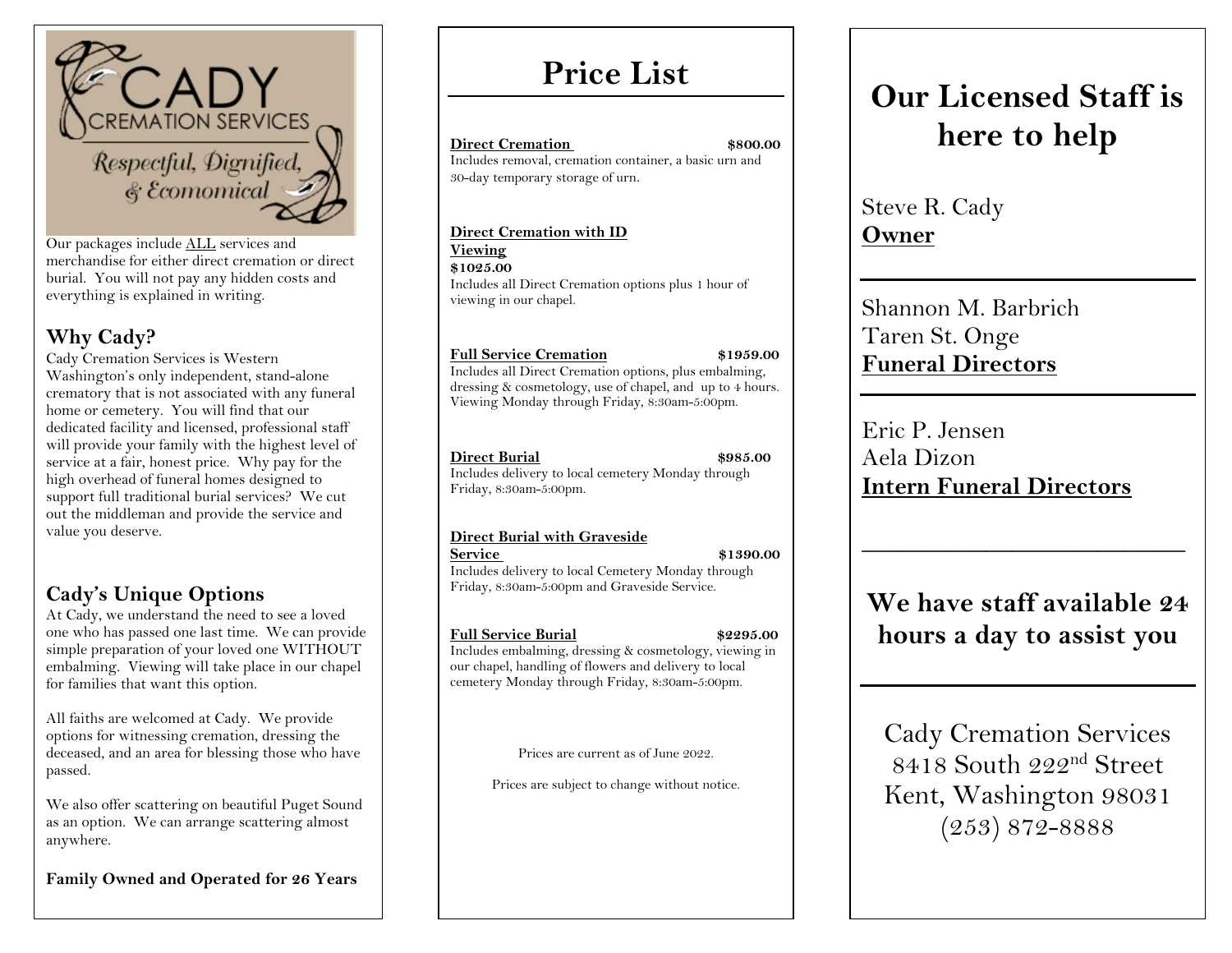# CADY CREMATION SERVICES

*Respectful, Dignified, & Economical*

Our packages include ALL services and merchandise for either direct cremation or direct burial. You will not pay any hidden costs and everything is explained in writing.

## Why Cady?

Cady Cremation Services is Western Washington's only independent, stand-alone crematory that is not associated with any funeral home or cemetery. You will find that our dedicated facility and licensed, professional staff will provide your family with the highest level of service at a fair, honest price. Why pay for the high overhead of funeral homes designed to support full traditional burial services? We cut out the middleman and provide the service and value you deserve.

## Cady's Unique Options

At Cady, we understand the need to see a loved one who has passed one last time. We can provide simple preparation of your loved one WITHOUT embalming. Viewing will take place in our chapel for families that want this option.

All faiths are welcomed at Cady. We provide options for witnessing cremation, dressing the deceased, and an area for blessing those who have passed.

We also offer scattering on beautiful Puget Sound as an option. We can arrange scattering almost anywhere.

**Family Owned and Operated for 26 Years**

# Price List

**Direct Cremation** **$800.00**
Includes removal, cremation container, a basic urn and 30-day temporary storage of urn.

**Direct Cremation with ID Viewing**
**$1025.00**
Includes all Direct Cremation options plus 1 hour of viewing in our chapel.

**Full Service Cremation** **$1959.00**
Includes all Direct Cremation options, plus embalming, dressing & cosmetology, use of chapel, and up to 4 hours. Viewing Monday through Friday, 8:30am-5:00pm.

**Direct Burial** **$985.00**
Includes delivery to local cemetery Monday through Friday, 8:30am-5:00pm.

**Direct Burial with Graveside Service** **$1390.00**
Includes delivery to local Cemetery Monday through Friday, 8:30am-5:00pm and Graveside Service.

**Full Service Burial** **$2295.00**
Includes embalming, dressing & cosmetology, viewing in our chapel, handling of flowers and delivery to local cemetery Monday through Friday, 8:30am-5:00pm.

Prices are current as of June 2022.

Prices are subject to change without notice.

# Our Licensed Staff is here to help

Steve R. Cady
**Owner**

Shannon M. Barbrich
Taren St. Onge
**Funeral Directors**

Eric P. Jensen
Aela Dizon
**Intern Funeral Directors**

## We have staff available 24 hours a day to assist you

Cady Cremation Services
8418 South 222nd Street
Kent, Washington 98031
(253) 872-8888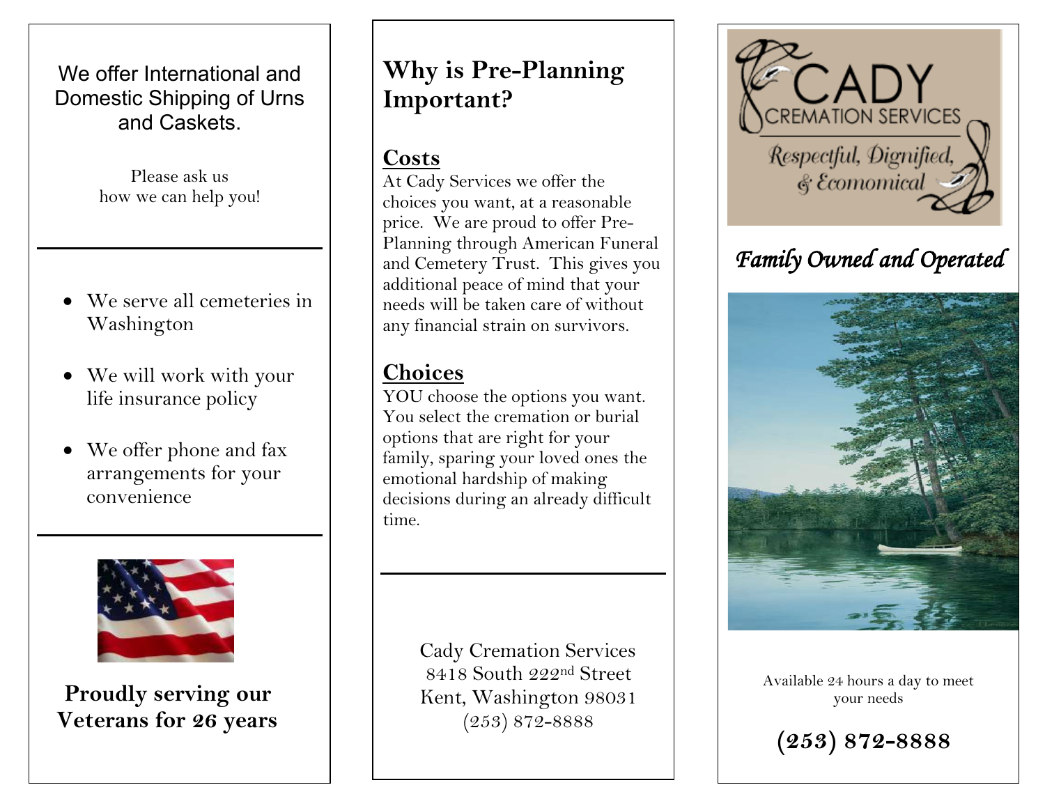We offer International and Domestic Shipping of Urns and Caskets.

Please ask us how we can help you!

---

- We serve all cemeteries in Washington
- We will work with your life insurance policy
- We offer phone and fax arrangements for your convenience

---

**Proudly serving our Veterans for 26 years**

## Why is Pre-Planning Important?

### Costs

At Cady Services we offer the choices you want, at a reasonable price. We are proud to offer Pre-Planning through American Funeral and Cemetery Trust. This gives you additional peace of mind that your needs will be taken care of without any financial strain on survivors.

### Choices

YOU choose the options you want. You select the cremation or burial options that are right for your family, sparing your loved ones the emotional hardship of making decisions during an already difficult time.

---

Cady Cremation Services
8418 South 222nd Street
Kent, Washington 98031
(253) 872-8888

CADY CREMATION SERVICES

Respectful, Dignified, & Ecomomical

*Family Owned and Operated*

Available 24 hours a day to meet your needs

**(253) 872-8888**